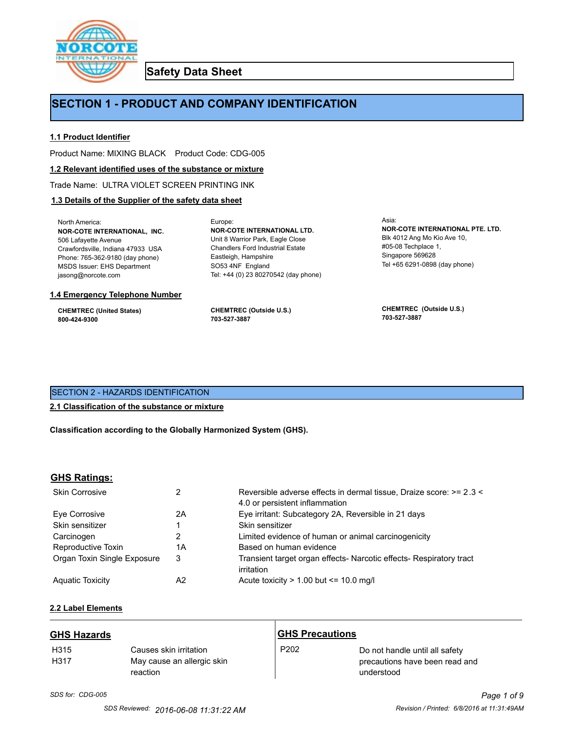# Safety Data Sheet

## SECTION 1 - PRODUCT AND COMPANY IDENTIFICATION

### 1.1 Product Identifier

Product Name: MIXING BLACK    Product Code: CDG-005

### 1.2 Relevant identified uses of the substance or mixture

Trade Name: ULTRA VIOLET SCREEN PRINTING INK

### 1.3 Details of the Supplier of the safety data sheet

North America:
**NOR-COTE INTERNATIONAL, INC.**
506 Lafayette Avenue
Crawfordsville, Indiana 47933 USA
Phone: 765-362-9180 (day phone)
MSDS Issuer: EHS Department
jasong@norcote.com

Europe:
**NOR-COTE INTERNATIONAL LTD.**
Unit 8 Warrior Park, Eagle Close
Chandlers Ford Industrial Estate
Eastleigh, Hampshire
SO53 4NF England
Tel: +44 (0) 23 80270542 (day phone)

Asia:
**NOR-COTE INTERNATIONAL PTE. LTD.**
Blk 4012 Ang Mo Kio Ave 10,
#05-08 Techplace 1,
Singapore 569628
Tel +65 6291-0898 (day phone)

### 1.4 Emergency Telephone Number

**CHEMTREC (United States)**
**800-424-9300**

**CHEMTREC (Outside U.S.)**
**703-527-3887**

**CHEMTREC (Outside U.S.)**
**703-527-3887**

## SECTION 2 - HAZARDS IDENTIFICATION

### 2.1 Classification of the substance or mixture

**Classification according to the Globally Harmonized System (GHS).**

### GHS Ratings:

| | | |
|---|---|---|
| Skin Corrosive | 2 | Reversible adverse effects in dermal tissue, Draize score: >= 2.3 < 4.0 or persistent inflammation |
| Eye Corrosive | 2A | Eye irritant: Subcategory 2A, Reversible in 21 days |
| Skin sensitizer | 1 | Skin sensitizer |
| Carcinogen | 2 | Limited evidence of human or animal carcinogenicity |
| Reproductive Toxin | 1A | Based on human evidence |
| Organ Toxin Single Exposure | 3 | Transient target organ effects- Narcotic effects- Respiratory tract irritation |
| Aquatic Toxicity | A2 | Acute toxicity > 1.00 but <= 10.0 mg/l |

### 2.2 Label Elements

#### GHS Hazards

| | |
|---|---|
| H315 | Causes skin irritation |
| H317 | May cause an allergic skin reaction |

#### GHS Precautions

| | |
|---|---|
| P202 | Do not handle until all safety precautions have been read and understood |

*SDS for: CDG-005*

SDS Reviewed: 2016-06-08 11:31:22 AM    Revision / Printed: 6/8/2016 at 11:31:49AM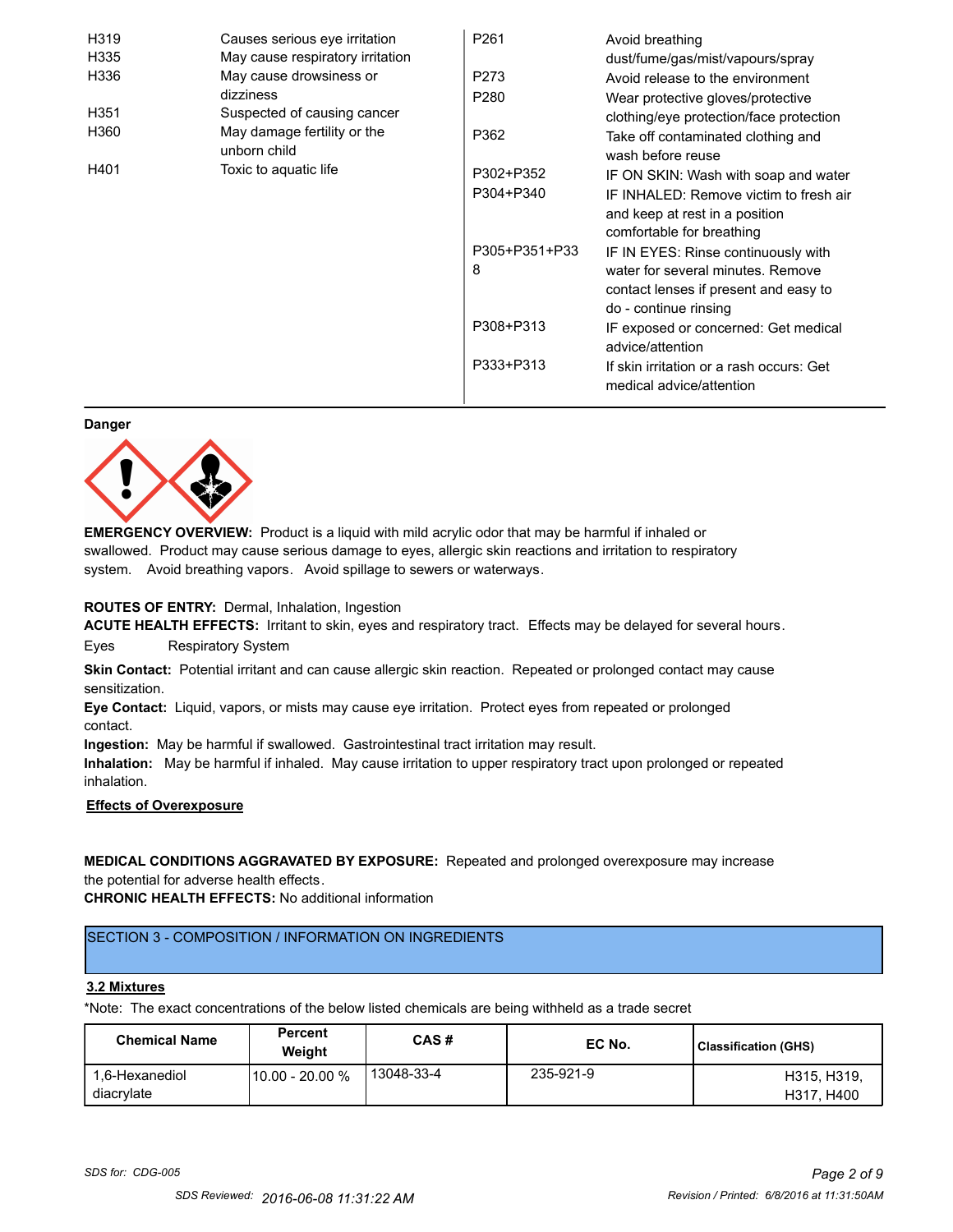| | | | |
|---|---|---|---|
| H319 | Causes serious eye irritation | P261 | Avoid breathing dust/fume/gas/mist/vapours/spray |
| H335 | May cause respiratory irritation | P273 | Avoid release to the environment |
| H336 | May cause drowsiness or dizziness | P280 | Wear protective gloves/protective clothing/eye protection/face protection |
| H351 | Suspected of causing cancer | P362 | Take off contaminated clothing and wash before reuse |
| H360 | May damage fertility or the unborn child | P302+P352 | IF ON SKIN: Wash with soap and water |
| H401 | Toxic to aquatic life | P304+P340 | IF INHALED: Remove victim to fresh air and keep at rest in a position comfortable for breathing |
| | | P305+P351+P338 | IF IN EYES: Rinse continuously with water for several minutes. Remove contact lenses if present and easy to do - continue rinsing |
| | | P308+P313 | IF exposed or concerned: Get medical advice/attention |
| | | P333+P313 | If skin irritation or a rash occurs: Get medical advice/attention |

**Danger**

**EMERGENCY OVERVIEW:** Product is a liquid with mild acrylic odor that may be harmful if inhaled or swallowed. Product may cause serious damage to eyes, allergic skin reactions and irritation to respiratory system. Avoid breathing vapors. Avoid spillage to sewers or waterways.

**ROUTES OF ENTRY:** Dermal, Inhalation, Ingestion

**ACUTE HEALTH EFFECTS:** Irritant to skin, eyes and respiratory tract. Effects may be delayed for several hours.

Eyes    Respiratory System

**Skin Contact:** Potential irritant and can cause allergic skin reaction. Repeated or prolonged contact may cause sensitization.

**Eye Contact:** Liquid, vapors, or mists may cause eye irritation. Protect eyes from repeated or prolonged contact.

**Ingestion:** May be harmful if swallowed. Gastrointestinal tract irritation may result.

**Inhalation:** May be harmful if inhaled. May cause irritation to upper respiratory tract upon prolonged or repeated inhalation.

**Effects of Overexposure**

**MEDICAL CONDITIONS AGGRAVATED BY EXPOSURE:** Repeated and prolonged overexposure may increase the potential for adverse health effects.

**CHRONIC HEALTH EFFECTS:** No additional information

## SECTION 3 - COMPOSITION / INFORMATION ON INGREDIENTS

### 3.2 Mixtures

*Note: The exact concentrations of the below listed chemicals are being withheld as a trade secret

| Chemical Name | Percent Weight | CAS # | EC No. | Classification (GHS) |
|---|---|---|---|---|
| 1,6-Hexanediol diacrylate | 10.00 - 20.00 % | 13048-33-4 | 235-921-9 | H315, H319, H317, H400 |

SDS for: CDG-005

SDS Reviewed: 2016-06-08 11:31:22 AM    Revision / Printed: 6/8/2016 at 11:31:50AM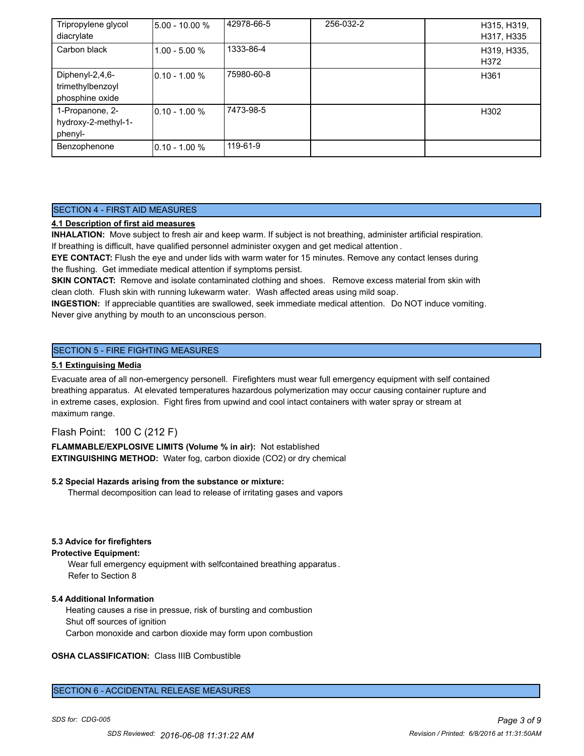| | | | | |
|---|---|---|---|---|
| Tripropylene glycol diacrylate | 5.00 - 10.00 % | 42978-66-5 | 256-032-2 | H315, H319, H317, H335 |
| Carbon black | 1.00 - 5.00 % | 1333-86-4 | | H319, H335, H372 |
| Diphenyl-2,4,6-trimethylbenzoyl phosphine oxide | 0.10 - 1.00 % | 75980-60-8 | | H361 |
| 1-Propanone, 2-hydroxy-2-methyl-1-phenyl- | 0.10 - 1.00 % | 7473-98-5 | | H302 |
| Benzophenone | 0.10 - 1.00 % | 119-61-9 | | |

## SECTION 4 - FIRST AID MEASURES

**4.1 Description of first aid measures**

**INHALATION:** Move subject to fresh air and keep warm. If subject is not breathing, administer artificial respiration. If breathing is difficult, have qualified personnel administer oxygen and get medical attention.

**EYE CONTACT:** Flush the eye and under lids with warm water for 15 minutes. Remove any contact lenses during the flushing. Get immediate medical attention if symptoms persist.

**SKIN CONTACT:** Remove and isolate contaminated clothing and shoes. Remove excess material from skin with clean cloth. Flush skin with running lukewarm water. Wash affected areas using mild soap.

**INGESTION:** If appreciable quantities are swallowed, seek immediate medical attention. Do NOT induce vomiting. Never give anything by mouth to an unconscious person.

## SECTION 5 - FIRE FIGHTING MEASURES

**5.1 Extinguising Media**

Evacuate area of all non-emergency personell. Firefighters must wear full emergency equipment with self contained breathing apparatus. At elevated temperatures hazardous polymerization may occur causing container rupture and in extreme cases, explosion. Fight fires from upwind and cool intact containers with water spray or stream at maximum range.

Flash Point: 100 C (212 F)

**FLAMMABLE/EXPLOSIVE LIMITS (Volume % in air):** Not established
**EXTINGUISHING METHOD:** Water fog, carbon dioxide ($CO_2$) or dry chemical

**5.2 Special Hazards arising from the substance or mixture:**

Thermal decomposition can lead to release of irritating gases and vapors

**5.3 Advice for firefighters**

**Protective Equipment:**

Wear full emergency equipment with selfcontained breathing apparatus.
Refer to Section 8

**5.4 Additional Information**

Heating causes a rise in pressue, risk of bursting and combustion
Shut off sources of ignition
Carbon monoxide and carbon dioxide may form upon combustion

**OSHA CLASSIFICATION:** Class IIIB Combustible

## SECTION 6 - ACCIDENTAL RELEASE MEASURES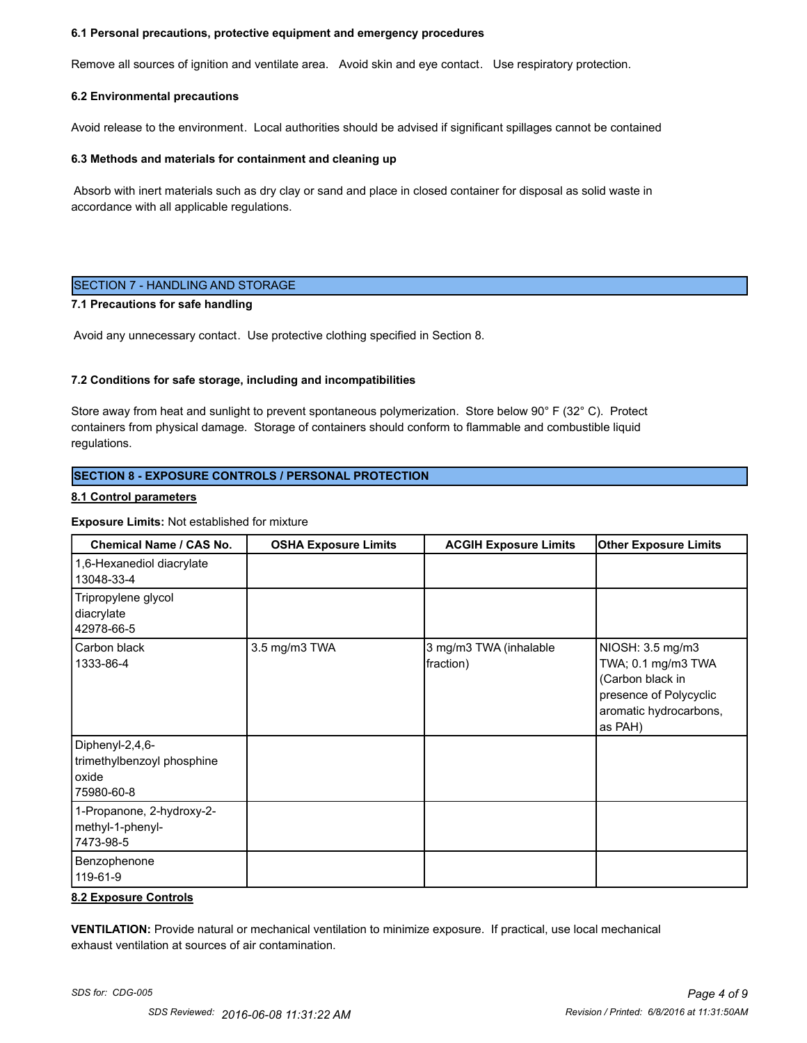#### 6.1 Personal precautions, protective equipment and emergency procedures

Remove all sources of ignition and ventilate area. Avoid skin and eye contact. Use respiratory protection.

#### 6.2 Environmental precautions

Avoid release to the environment. Local authorities should be advised if significant spillages cannot be contained

#### 6.3 Methods and materials for containment and cleaning up

Absorb with inert materials such as dry clay or sand and place in closed container for disposal as solid waste in accordance with all applicable regulations.

## SECTION 7 - HANDLING AND STORAGE

#### 7.1 Precautions for safe handling

Avoid any unnecessary contact. Use protective clothing specified in Section 8.

#### 7.2 Conditions for safe storage, including and incompatibilities

Store away from heat and sunlight to prevent spontaneous polymerization. Store below 90° F (32° C). Protect containers from physical damage. Storage of containers should conform to flammable and combustible liquid regulations.

## SECTION 8 - EXPOSURE CONTROLS / PERSONAL PROTECTION

#### 8.1 Control parameters

**Exposure Limits:** Not established for mixture

| Chemical Name / CAS No. | OSHA Exposure Limits | ACGIH Exposure Limits | Other Exposure Limits |
|---|---|---|---|
| 1,6-Hexanediol diacrylate 13048-33-4 | | | |
| Tripropylene glycol diacrylate 42978-66-5 | | | |
| Carbon black 1333-86-4 | 3.5 mg/m3 TWA | 3 mg/m3 TWA (inhalable fraction) | NIOSH: 3.5 mg/m3 TWA; 0.1 mg/m3 TWA (Carbon black in presence of Polycyclic aromatic hydrocarbons, as PAH) |
| Diphenyl-2,4,6-trimethylbenzoyl phosphine oxide 75980-60-8 | | | |
| 1-Propanone, 2-hydroxy-2-methyl-1-phenyl- 7473-98-5 | | | |
| Benzophenone 119-61-9 | | | |

#### 8.2 Exposure Controls

**VENTILATION:** Provide natural or mechanical ventilation to minimize exposure. If practical, use local mechanical exhaust ventilation at sources of air contamination.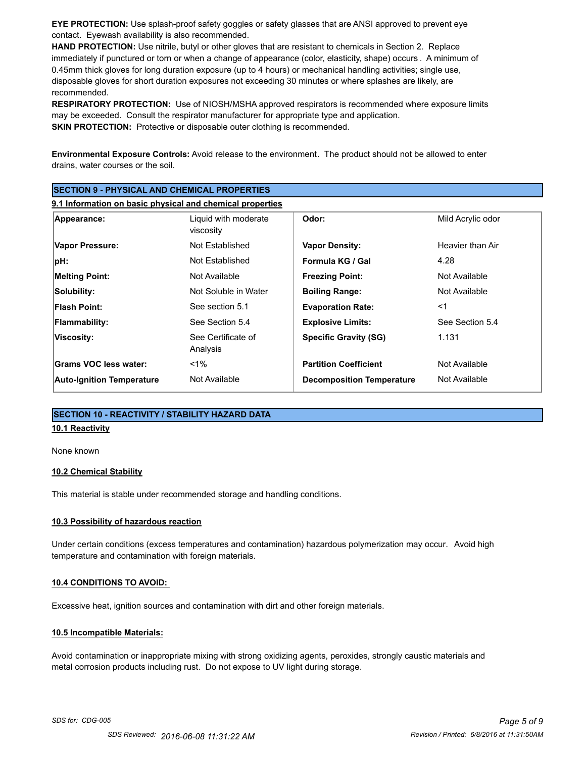**EYE PROTECTION:** Use splash-proof safety goggles or safety glasses that are ANSI approved to prevent eye contact. Eyewash availability is also recommended.

**HAND PROTECTION:** Use nitrile, butyl or other gloves that are resistant to chemicals in Section 2. Replace immediately if punctured or torn or when a change of appearance (color, elasticity, shape) occurs . A minimum of 0.45mm thick gloves for long duration exposure (up to 4 hours) or mechanical handling activities; single use, disposable gloves for short duration exposures not exceeding 30 minutes or where splashes are likely, are recommended.

**RESPIRATORY PROTECTION:** Use of NIOSH/MSHA approved respirators is recommended where exposure limits may be exceeded. Consult the respirator manufacturer for appropriate type and application.

**SKIN PROTECTION:** Protective or disposable outer clothing is recommended.

**Environmental Exposure Controls:** Avoid release to the environment. The product should not be allowed to enter drains, water courses or the soil.

## SECTION 9 - PHYSICAL AND CHEMICAL PROPERTIES

### 9.1 Information on basic physical and chemical properties

| | | | |
|---|---|---|---|
| **Appearance:** | Liquid with moderate viscosity | **Odor:** | Mild Acrylic odor |
| **Vapor Pressure:** | Not Established | **Vapor Density:** | Heavier than Air |
| **pH:** | Not Established | **Formula KG / Gal** | 4.28 |
| **Melting Point:** | Not Available | **Freezing Point:** | Not Available |
| **Solubility:** | Not Soluble in Water | **Boiling Range:** | Not Available |
| **Flash Point:** | See section 5.1 | **Evaporation Rate:** | <1 |
| **Flammability:** | See Section 5.4 | **Explosive Limits:** | See Section 5.4 |
| **Viscosity:** | See Certificate of Analysis | **Specific Gravity (SG)** | 1.131 |
| **Grams VOC less water:** | <1% | **Partition Coefficient** | Not Available |
| **Auto-Ignition Temperature** | Not Available | **Decomposition Temperature** | Not Available |

## SECTION 10 - REACTIVITY / STABILITY HAZARD DATA

### 10.1 Reactivity

None known

### 10.2 Chemical Stability

This material is stable under recommended storage and handling conditions.

### 10.3 Possibility of hazardous reaction

Under certain conditions (excess temperatures and contamination) hazardous polymerization may occur. Avoid high temperature and contamination with foreign materials.

### 10.4 CONDITIONS TO AVOID:

Excessive heat, ignition sources and contamination with dirt and other foreign materials.

### 10.5 Incompatible Materials:

Avoid contamination or inappropriate mixing with strong oxidizing agents, peroxides, strongly caustic materials and metal corrosion products including rust. Do not expose to UV light during storage.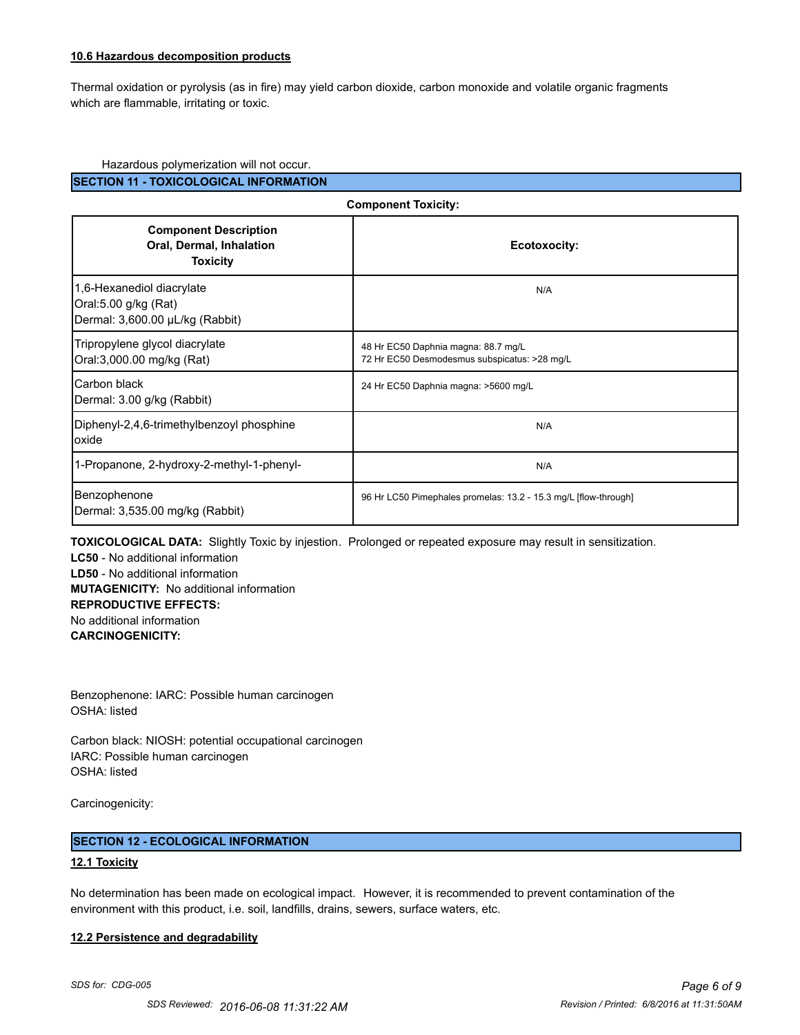### 10.6 Hazardous decomposition products

Thermal oxidation or pyrolysis (as in fire) may yield carbon dioxide, carbon monoxide and volatile organic fragments which are flammable, irritating or toxic.

Hazardous polymerization will not occur.

## SECTION 11 - TOXICOLOGICAL INFORMATION

**Component Toxicity:**

| Component Description Oral, Dermal, Inhalation Toxicity | Ecotoxocity: |
|---|---|
| 1,6-Hexanediol diacrylate<br>Oral:5.00 g/kg (Rat)<br>Dermal: 3,600.00 µL/kg (Rabbit) | N/A |
| Tripropylene glycol diacrylate<br>Oral:3,000.00 mg/kg (Rat) | 48 Hr EC50 Daphnia magna: 88.7 mg/L<br>72 Hr EC50 Desmodesmus subspicatus: >28 mg/L |
| Carbon black<br>Dermal: 3.00 g/kg (Rabbit) | 24 Hr EC50 Daphnia magna: >5600 mg/L |
| Diphenyl-2,4,6-trimethylbenzoyl phosphine oxide | N/A |
| 1-Propanone, 2-hydroxy-2-methyl-1-phenyl- | N/A |
| Benzophenone<br>Dermal: 3,535.00 mg/kg (Rabbit) | 96 Hr LC50 Pimephales promelas: 13.2 - 15.3 mg/L [flow-through] |

**TOXICOLOGICAL DATA:** Slightly Toxic by injestion. Prolonged or repeated exposure may result in sensitization.

**LC50** - No additional information

**LD50** - No additional information

**MUTAGENICITY:** No additional information

**REPRODUCTIVE EFFECTS:**

No additional information

**CARCINOGENICITY:**

Benzophenone: IARC: Possible human carcinogen
OSHA: listed

Carbon black: NIOSH: potential occupational carcinogen
IARC: Possible human carcinogen
OSHA: listed

Carcinogenicity:

## SECTION 12 - ECOLOGICAL INFORMATION

### 12.1 Toxicity

No determination has been made on ecological impact. However, it is recommended to prevent contamination of the environment with this product, i.e. soil, landfills, drains, sewers, surface waters, etc.

### 12.2 Persistence and degradability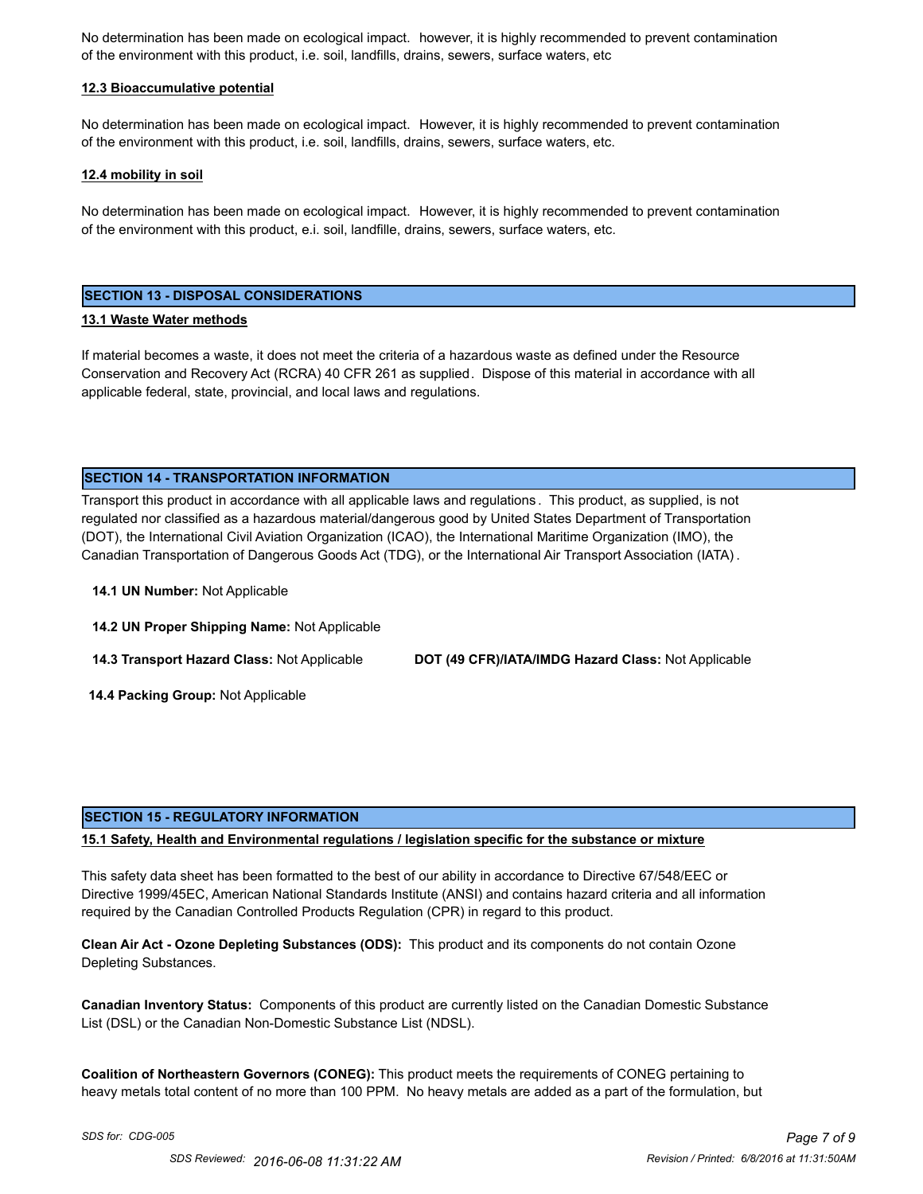No determination has been made on ecological impact. however, it is highly recommended to prevent contamination of the environment with this product, i.e. soil, landfills, drains, sewers, surface waters, etc

### 12.3 Bioaccumulative potential

No determination has been made on ecological impact. However, it is highly recommended to prevent contamination of the environment with this product, i.e. soil, landfills, drains, sewers, surface waters, etc.

### 12.4 mobility in soil

No determination has been made on ecological impact. However, it is highly recommended to prevent contamination of the environment with this product, e.i. soil, landfille, drains, sewers, surface waters, etc.

## SECTION 13 - DISPOSAL CONSIDERATIONS

### 13.1 Waste Water methods

If material becomes a waste, it does not meet the criteria of a hazardous waste as defined under the Resource Conservation and Recovery Act (RCRA) 40 CFR 261 as supplied. Dispose of this material in accordance with all applicable federal, state, provincial, and local laws and regulations.

## SECTION 14 - TRANSPORTATION INFORMATION

Transport this product in accordance with all applicable laws and regulations. This product, as supplied, is not regulated nor classified as a hazardous material/dangerous good by United States Department of Transportation (DOT), the International Civil Aviation Organization (ICAO), the International Maritime Organization (IMO), the Canadian Transportation of Dangerous Goods Act (TDG), or the International Air Transport Association (IATA).

**14.1 UN Number:** Not Applicable

**14.2 UN Proper Shipping Name:** Not Applicable

**14.3 Transport Hazard Class:** Not Applicable

**DOT (49 CFR)/IATA/IMDG Hazard Class:** Not Applicable

**14.4 Packing Group:** Not Applicable

## SECTION 15 - REGULATORY INFORMATION

### 15.1 Safety, Health and Environmental regulations / legislation specific for the substance or mixture

This safety data sheet has been formatted to the best of our ability in accordance to Directive 67/548/EEC or Directive 1999/45EC, American National Standards Institute (ANSI) and contains hazard criteria and all information required by the Canadian Controlled Products Regulation (CPR) in regard to this product.

**Clean Air Act - Ozone Depleting Substances (ODS):** This product and its components do not contain Ozone Depleting Substances.

**Canadian Inventory Status:** Components of this product are currently listed on the Canadian Domestic Substance List (DSL) or the Canadian Non-Domestic Substance List (NDSL).

**Coalition of Northeastern Governors (CONEG):** This product meets the requirements of CONEG pertaining to heavy metals total content of no more than 100 PPM. No heavy metals are added as a part of the formulation, but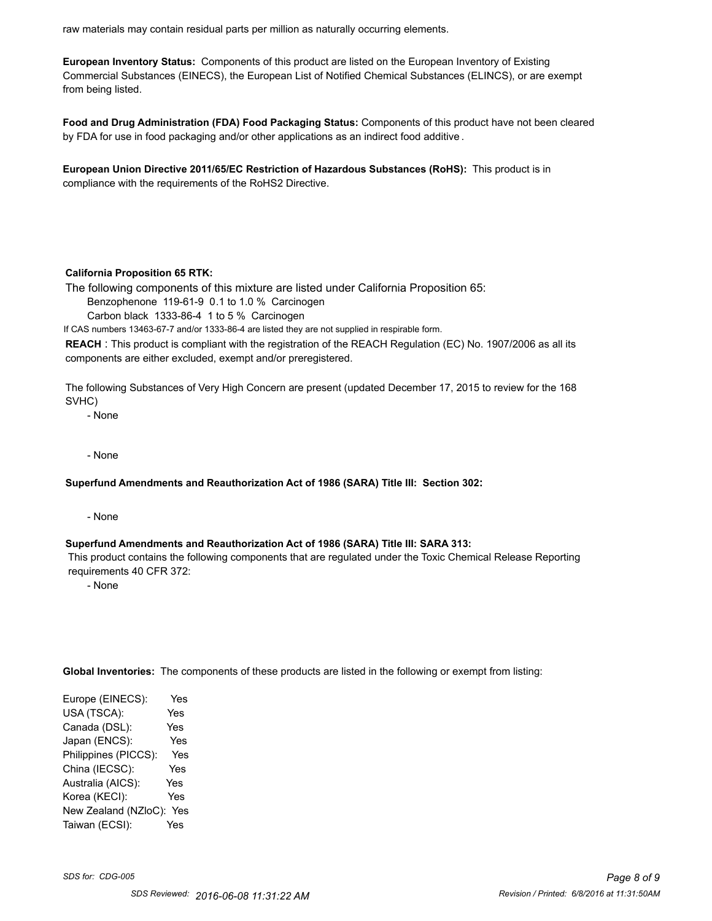raw materials may contain residual parts per million as naturally occurring elements.

**European Inventory Status:** Components of this product are listed on the European Inventory of Existing Commercial Substances (EINECS), the European List of Notified Chemical Substances (ELINCS), or are exempt from being listed.

**Food and Drug Administration (FDA) Food Packaging Status:** Components of this product have not been cleared by FDA for use in food packaging and/or other applications as an indirect food additive .

**European Union Directive 2011/65/EC Restriction of Hazardous Substances (RoHS):** This product is in compliance with the requirements of the RoHS2 Directive.

**California Proposition 65 RTK:**

The following components of this mixture are listed under California Proposition 65:

Benzophenone 119-61-9 0.1 to 1.0 % Carcinogen

Carbon black 1333-86-4 1 to 5 % Carcinogen

If CAS numbers 13463-67-7 and/or 1333-86-4 are listed they are not supplied in respirable form.

**REACH** : This product is compliant with the registration of the REACH Regulation (EC) No. 1907/2006 as all its components are either excluded, exempt and/or preregistered.

The following Substances of Very High Concern are present (updated December 17, 2015 to review for the 168 SVHC)

- None

- None

**Superfund Amendments and Reauthorization Act of 1986 (SARA) Title III: Section 302:**

- None

**Superfund Amendments and Reauthorization Act of 1986 (SARA) Title III: SARA 313:**

This product contains the following components that are regulated under the Toxic Chemical Release Reporting requirements 40 CFR 372:

- None

**Global Inventories:** The components of these products are listed in the following or exempt from listing:

Europe (EINECS): Yes
USA (TSCA): Yes
Canada (DSL): Yes
Japan (ENCS): Yes
Philippines (PICCS): Yes
China (IECSC): Yes
Australia (AICS): Yes
Korea (KECI): Yes
New Zealand (NZloC): Yes
Taiwan (ECSI): Yes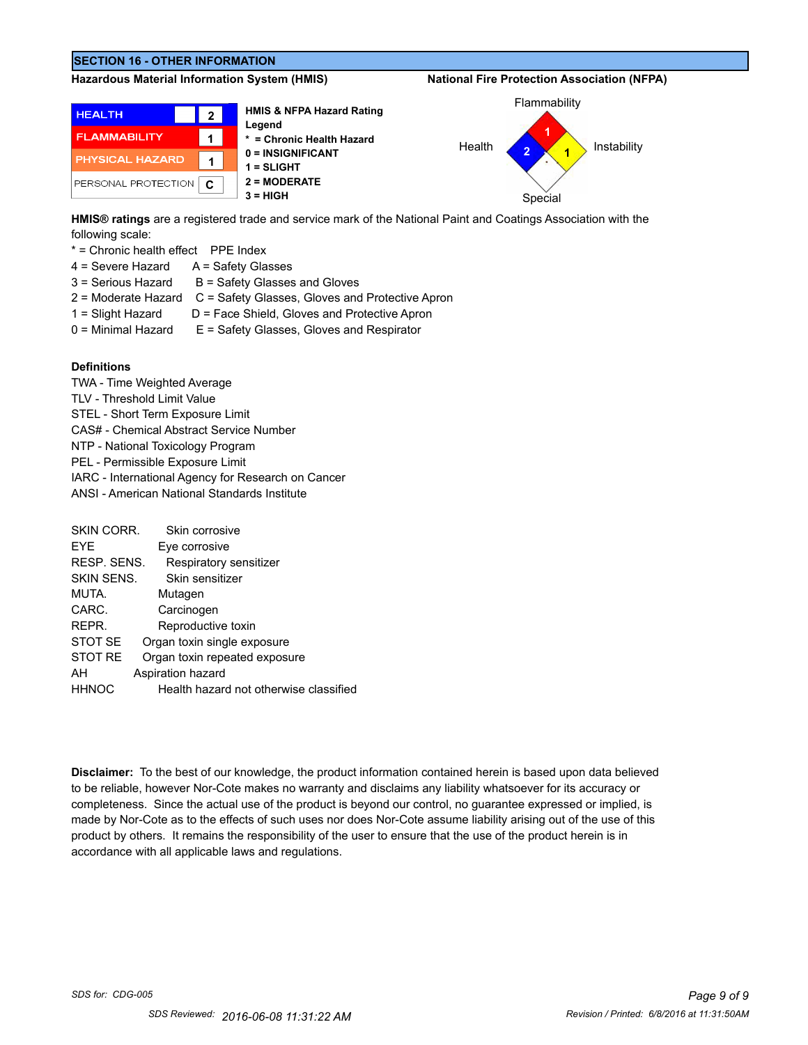## SECTION 16 - OTHER INFORMATION

**Hazardous Material Information System (HMIS)**

| | |
|---|---|
| HEALTH | 2 |
| FLAMMABILITY | 1 |
| PHYSICAL HAZARD | 1 |
| PERSONAL PROTECTION | C |

**HMIS & NFPA Hazard Rating Legend**
**\* = Chronic Health Hazard**
**0 = INSIGNIFICANT**
**1 = SLIGHT**
**2 = MODERATE**
**3 = HIGH**

**National Fire Protection Association (NFPA)**

Flammability
1
Health
2
Instability
1
Special

**HMIS® ratings** are a registered trade and service mark of the National Paint and Coatings Association with the following scale:

\* = Chronic health effect    PPE Index
4 = Severe Hazard    A = Safety Glasses
3 = Serious Hazard    B = Safety Glasses and Gloves
2 = Moderate Hazard    C = Safety Glasses, Gloves and Protective Apron
1 = Slight Hazard    D = Face Shield, Gloves and Protective Apron
0 = Minimal Hazard    E = Safety Glasses, Gloves and Respirator

**Definitions**

TWA - Time Weighted Average
TLV - Threshold Limit Value
STEL - Short Term Exposure Limit
CAS# - Chemical Abstract Service Number
NTP - National Toxicology Program
PEL - Permissible Exposure Limit
IARC - International Agency for Research on Cancer
ANSI - American National Standards Institute

| | |
|---|---|
| SKIN CORR. | Skin corrosive |
| EYE | Eye corrosive |
| RESP. SENS. | Respiratory sensitizer |
| SKIN SENS. | Skin sensitizer |
| MUTA. | Mutagen |
| CARC. | Carcinogen |
| REPR. | Reproductive toxin |
| STOT SE | Organ toxin single exposure |
| STOT RE | Organ toxin repeated exposure |
| AH | Aspiration hazard |
| HHNOC | Health hazard not otherwise classified |

**Disclaimer:** To the best of our knowledge, the product information contained herein is based upon data believed to be reliable, however Nor-Cote makes no warranty and disclaims any liability whatsoever for its accuracy or completeness. Since the actual use of the product is beyond our control, no guarantee expressed or implied, is made by Nor-Cote as to the effects of such uses nor does Nor-Cote assume liability arising out of the use of this product by others. It remains the responsibility of the user to ensure that the use of the product herein is in accordance with all applicable laws and regulations.

*SDS for: CDG-005*

*SDS Reviewed: 2016-06-08 11:31:22 AM*

*Revision / Printed: 6/8/2016 at 11:31:50AM*